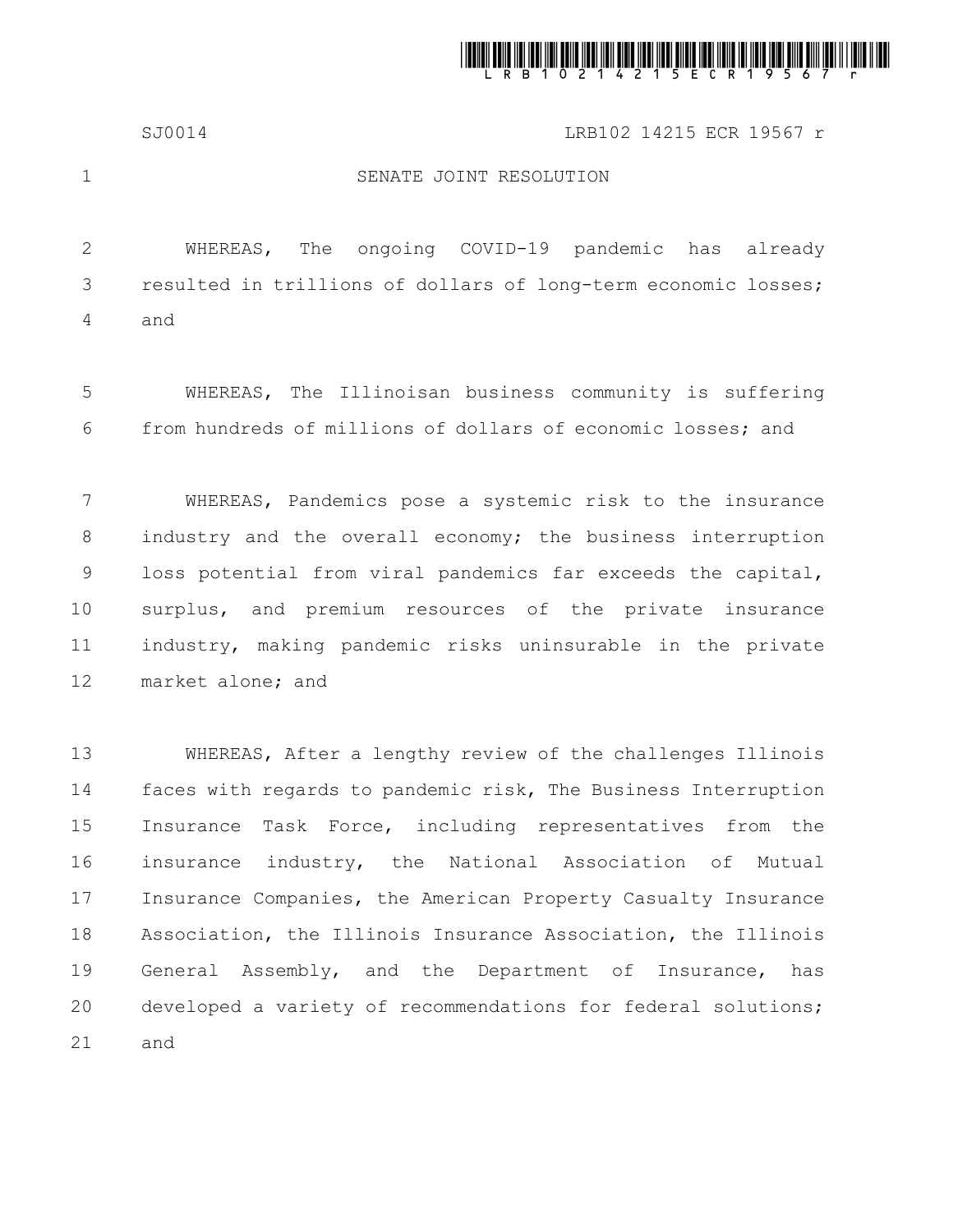# SENATE JOINT RESOLUTION

WHEREAS, The ongoing COVID-19 pandemic has already resulted in trillions of dollars of long-term economic losses; and

WHEREAS, The Illinoisan business community is suffering from hundreds of millions of dollars of economic losses; and

WHEREAS, Pandemics pose a systemic risk to the insurance industry and the overall economy; the business interruption loss potential from viral pandemics far exceeds the capital, surplus, and premium resources of the private insurance industry, making pandemic risks uninsurable in the private market alone; and

WHEREAS, After a lengthy review of the challenges Illinois faces with regards to pandemic risk, The Business Interruption Insurance Task Force, including representatives from the insurance industry, the National Association of Mutual Insurance Companies, the American Property Casualty Insurance Association, the Illinois Insurance Association, the Illinois General Assembly, and the Department of Insurance, has developed a variety of recommendations for federal solutions; and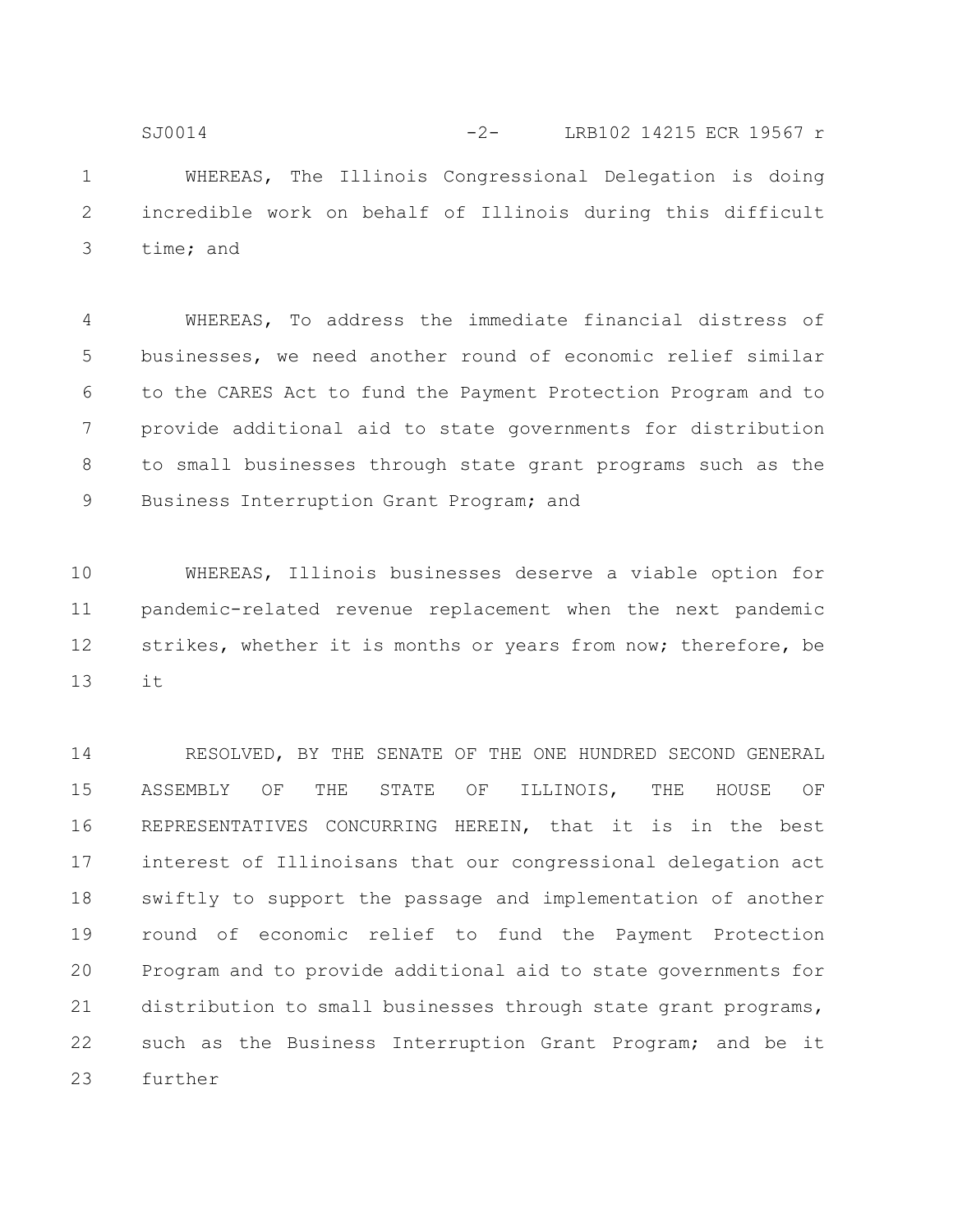WHEREAS, The Illinois Congressional Delegation is doing incredible work on behalf of Illinois during this difficult time; and

WHEREAS, To address the immediate financial distress of businesses, we need another round of economic relief similar to the CARES Act to fund the Payment Protection Program and to provide additional aid to state governments for distribution to small businesses through state grant programs such as the Business Interruption Grant Program; and

WHEREAS, Illinois businesses deserve a viable option for pandemic-related revenue replacement when the next pandemic strikes, whether it is months or years from now; therefore, be it

RESOLVED, BY THE SENATE OF THE ONE HUNDRED SECOND GENERAL ASSEMBLY OF THE STATE OF ILLINOIS, THE HOUSE OF REPRESENTATIVES CONCURRING HEREIN, that it is in the best interest of Illinoisans that our congressional delegation act swiftly to support the passage and implementation of another round of economic relief to fund the Payment Protection Program and to provide additional aid to state governments for distribution to small businesses through state grant programs, such as the Business Interruption Grant Program; and be it further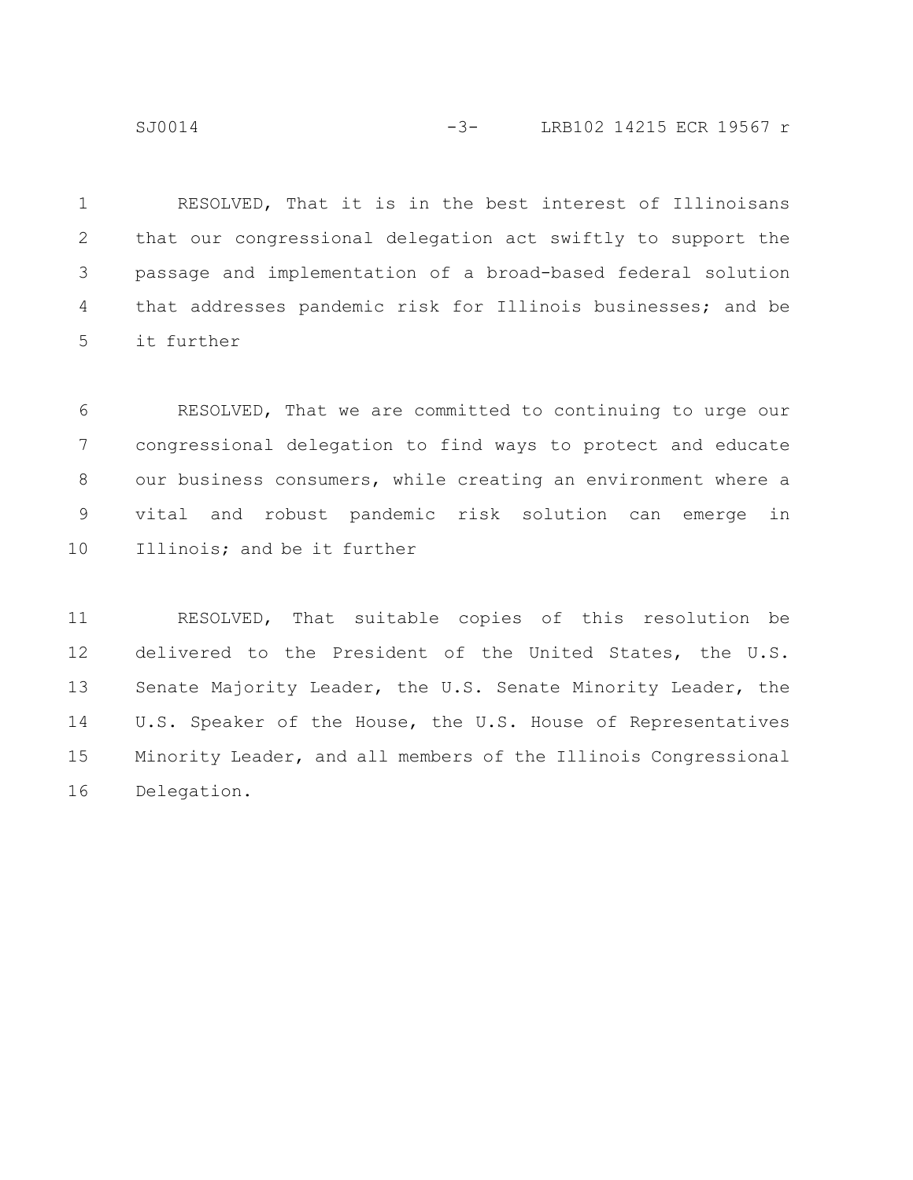RESOLVED, That it is in the best interest of Illinoisans that our congressional delegation act swiftly to support the passage and implementation of a broad-based federal solution that addresses pandemic risk for Illinois businesses; and be it further

RESOLVED, That we are committed to continuing to urge our congressional delegation to find ways to protect and educate our business consumers, while creating an environment where a vital and robust pandemic risk solution can emerge in Illinois; and be it further

RESOLVED, That suitable copies of this resolution be delivered to the President of the United States, the U.S. Senate Majority Leader, the U.S. Senate Minority Leader, the U.S. Speaker of the House, the U.S. House of Representatives Minority Leader, and all members of the Illinois Congressional Delegation.